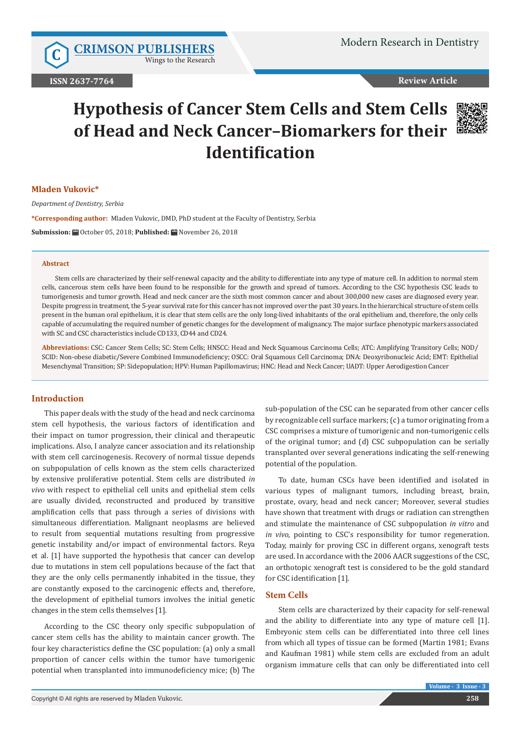Review Article

# Hypothesis of Cancer Stem Cells and Stem Cells of Head and Neck Cancer–Biomarkers for their Identification

**Mladen Vukovic***

*Department of Dentistry, Serbia*

***Corresponding author:** Mladen Vukovic, DMD, PhD student at the Faculty of Dentistry, Serbia

**Submission:** October 05, 2018; **Published:** November 26, 2018

## Abstract

Stem cells are characterized by their self-renewal capacity and the ability to differentiate into any type of mature cell. In addition to normal stem cells, cancerous stem cells have been found to be responsible for the growth and spread of tumors. According to the CSC hypothesis CSC leads to tumorigenesis and tumor growth. Head and neck cancer are the sixth most common cancer and about 300,000 new cases are diagnosed every year. Despite progress in treatment, the 5-year survival rate for this cancer has not improved over the past 30 years. In the hierarchical structure of stem cells present in the human oral epithelium, it is clear that stem cells are the only long-lived inhabitants of the oral epithelium and, therefore, the only cells capable of accumulating the required number of genetic changes for the development of malignancy. The major surface phenotypic markers associated with SC and CSC characteristics include CD133, CD44 and CD24.

**Abbreviations:** CSC: Cancer Stem Cells; SC: Stem Cells; HNSCC: Head and Neck Squamous Carcinoma Cells; ATC: Amplifying Transitory Cells; NOD/SCID: Non-obese diabetic/Severe Combined Immunodeficiency; OSCC: Oral Squamous Cell Carcinoma; DNA: Deoxyribonucleic Acid; EMT: Epithelial Mesenchymal Transition; SP: Sidepopulation; HPV: Human Papillomavirus; HNC: Head and Neck Cancer; UADT: Upper Aerodigestion Cancer

## Introduction

This paper deals with the study of the head and neck carcinoma stem cell hypothesis, the various factors of identification and their impact on tumor progression, their clinical and therapeutic implications. Also, I analyze cancer association and its relationship with stem cell carcinogenesis. Recovery of normal tissue depends on subpopulation of cells known as the stem cells characterized by extensive proliferative potential. Stem cells are distributed *in vivo* with respect to epithelial cell units and epithelial stem cells are usually divided, reconstructed and produced by transitive amplification cells that pass through a series of divisions with simultaneous differentiation. Malignant neoplasms are believed to result from sequential mutations resulting from progressive genetic instability and/or impact of environmental factors. Reya et al. [1] have supported the hypothesis that cancer can develop due to mutations in stem cell populations because of the fact that they are the only cells permanently inhabited in the tissue, they are constantly exposed to the carcinogenic effects and, therefore, the development of epithelial tumors involves the initial genetic changes in the stem cells themselves [1].

According to the CSC theory only specific subpopulation of cancer stem cells has the ability to maintain cancer growth. The four key characteristics define the CSC population: (a) only a small proportion of cancer cells within the tumor have tumorigenic potential when transplanted into immunodeficiency mice; (b) The sub-population of the CSC can be separated from other cancer cells by recognizable cell surface markers; (c) a tumor originating from a CSC comprises a mixture of tumorigenic and non-tumorigenic cells of the original tumor; and (d) CSC subpopulation can be serially transplanted over several generations indicating the self-renewing potential of the population.

To date, human CSCs have been identified and isolated in various types of malignant tumors, including breast, brain, prostate, ovary, head and neck cancer; Moreover, several studies have shown that treatment with drugs or radiation can strengthen and stimulate the maintenance of CSC subpopulation *in vitro* and *in vivo*, pointing to CSC's responsibility for tumor regeneration. Today, mainly for proving CSC in different organs, xenograft tests are used. In accordance with the 2006 AACR suggestions of the CSC, an orthotopic xenograft test is considered to be the gold standard for CSC identification [1].

## Stem Cells

Stem cells are characterized by their capacity for self-renewal and the ability to differentiate into any type of mature cell [1]. Embryonic stem cells can be differentiated into three cell lines from which all types of tissue can be formed (Martin 1981; Evans and Kaufman 1981) while stem cells are excluded from an adult organism immature cells that can only be differentiated into cell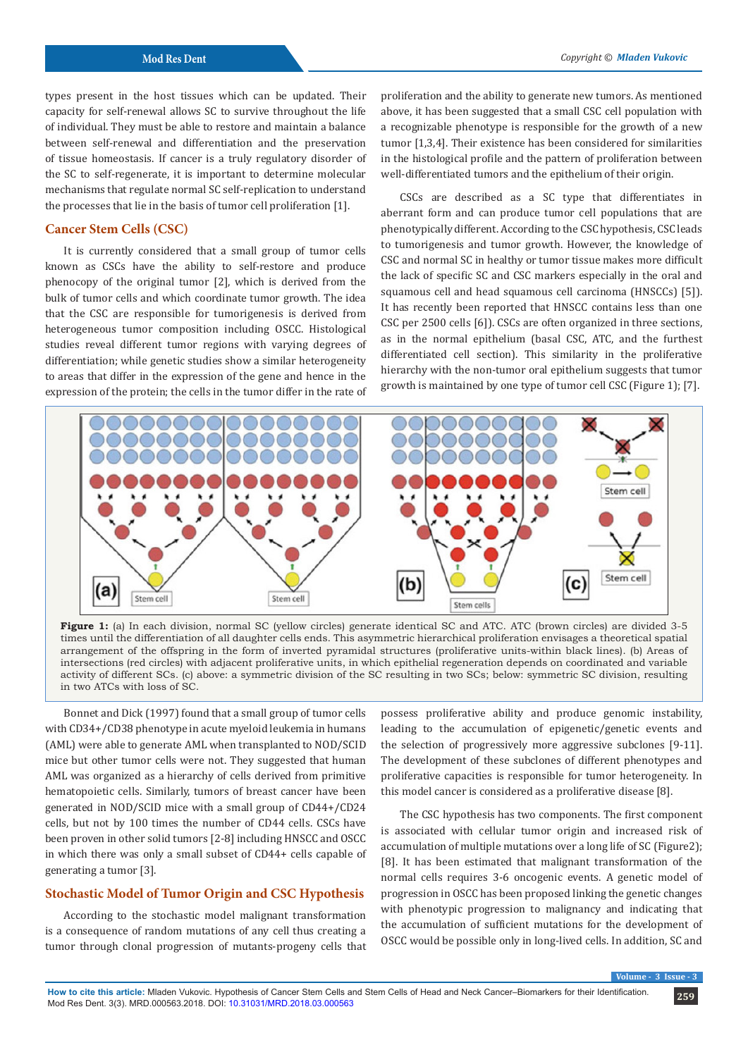types present in the host tissues which can be updated. Their capacity for self-renewal allows SC to survive throughout the life of individual. They must be able to restore and maintain a balance between self-renewal and differentiation and the preservation of tissue homeostasis. If cancer is a truly regulatory disorder of the SC to self-regenerate, it is important to determine molecular mechanisms that regulate normal SC self-replication to understand the processes that lie in the basis of tumor cell proliferation [1].

## Cancer Stem Cells (CSC)

It is currently considered that a small group of tumor cells known as CSCs have the ability to self-restore and produce phenocopy of the original tumor [2], which is derived from the bulk of tumor cells and which coordinate tumor growth. The idea that the CSC are responsible for tumorigenesis is derived from heterogeneous tumor composition including OSCC. Histological studies reveal different tumor regions with varying degrees of differentiation; while genetic studies show a similar heterogeneity to areas that differ in the expression of the gene and hence in the expression of the protein; the cells in the tumor differ in the rate of proliferation and the ability to generate new tumors. As mentioned above, it has been suggested that a small CSC cell population with a recognizable phenotype is responsible for the growth of a new tumor [1,3,4]. Their existence has been considered for similarities in the histological profile and the pattern of proliferation between well-differentiated tumors and the epithelium of their origin.

CSCs are described as a SC type that differentiates in aberrant form and can produce tumor cell populations that are phenotypically different. According to the CSC hypothesis, CSC leads to tumorigenesis and tumor growth. However, the knowledge of CSC and normal SC in healthy or tumor tissue makes more difficult the lack of specific SC and CSC markers especially in the oral and squamous cell and head squamous cell carcinoma (HNSCCs) [5]. It has recently been reported that HNSCC contains less than one CSC per 2500 cells [6]. CSCs are often organized in three sections, as in the normal epithelium (basal CSC, ATC, and the furthest differentiated cell section). This similarity in the proliferative hierarchy with the non-tumor oral epithelium suggests that tumor growth is maintained by one type of tumor cell CSC (Figure 1); [7].

**Figure 1:** (a) In each division, normal SC (yellow circles) generate identical SC and ATC. ATC (brown circles) are divided 3-5 times until the differentiation of all daughter cells ends. This asymmetric hierarchical proliferation envisages a theoretical spatial arrangement of the offspring in the form of inverted pyramidal structures (proliferative units-within black lines). (b) Areas of intersections (red circles) with adjacent proliferative units, in which epithelial regeneration depends on coordinated and variable activity of different SCs. (c) above: a symmetric division of the SC resulting in two SCs; below: symmetric SC division, resulting in two ATCs with loss of SC.

Bonnet and Dick (1997) found that a small group of tumor cells with CD34+/CD38 phenotype in acute myeloid leukemia in humans (AML) were able to generate AML when transplanted to NOD/SCID mice but other tumor cells were not. They suggested that human AML was organized as a hierarchy of cells derived from primitive hematopoietic cells. Similarly, tumors of breast cancer have been generated in NOD/SCID mice with a small group of CD44+/CD24 cells, but not by 100 times the number of CD44 cells. CSCs have been proven in other solid tumors [2-8] including HNSCC and OSCC in which there was only a small subset of CD44+ cells capable of generating a tumor [3].

## Stochastic Model of Tumor Origin and CSC Hypothesis

According to the stochastic model malignant transformation is a consequence of random mutations of any cell thus creating a tumor through clonal progression of mutants-progeny cells that possess proliferative ability and produce genomic instability, leading to the accumulation of epigenetic/genetic events and the selection of progressively more aggressive subclones [9-11]. The development of these subclones of different phenotypes and proliferative capacities is responsible for tumor heterogeneity. In this model cancer is considered as a proliferative disease [8].

The CSC hypothesis has two components. The first component is associated with cellular tumor origin and increased risk of accumulation of multiple mutations over a long life of SC (Figure2); [8]. It has been estimated that malignant transformation of the normal cells requires 3-6 oncogenic events. A genetic model of progression in OSCC has been proposed linking the genetic changes with phenotypic progression to malignancy and indicating that the accumulation of sufficient mutations for the development of OSCC would be possible only in long-lived cells. In addition, SC and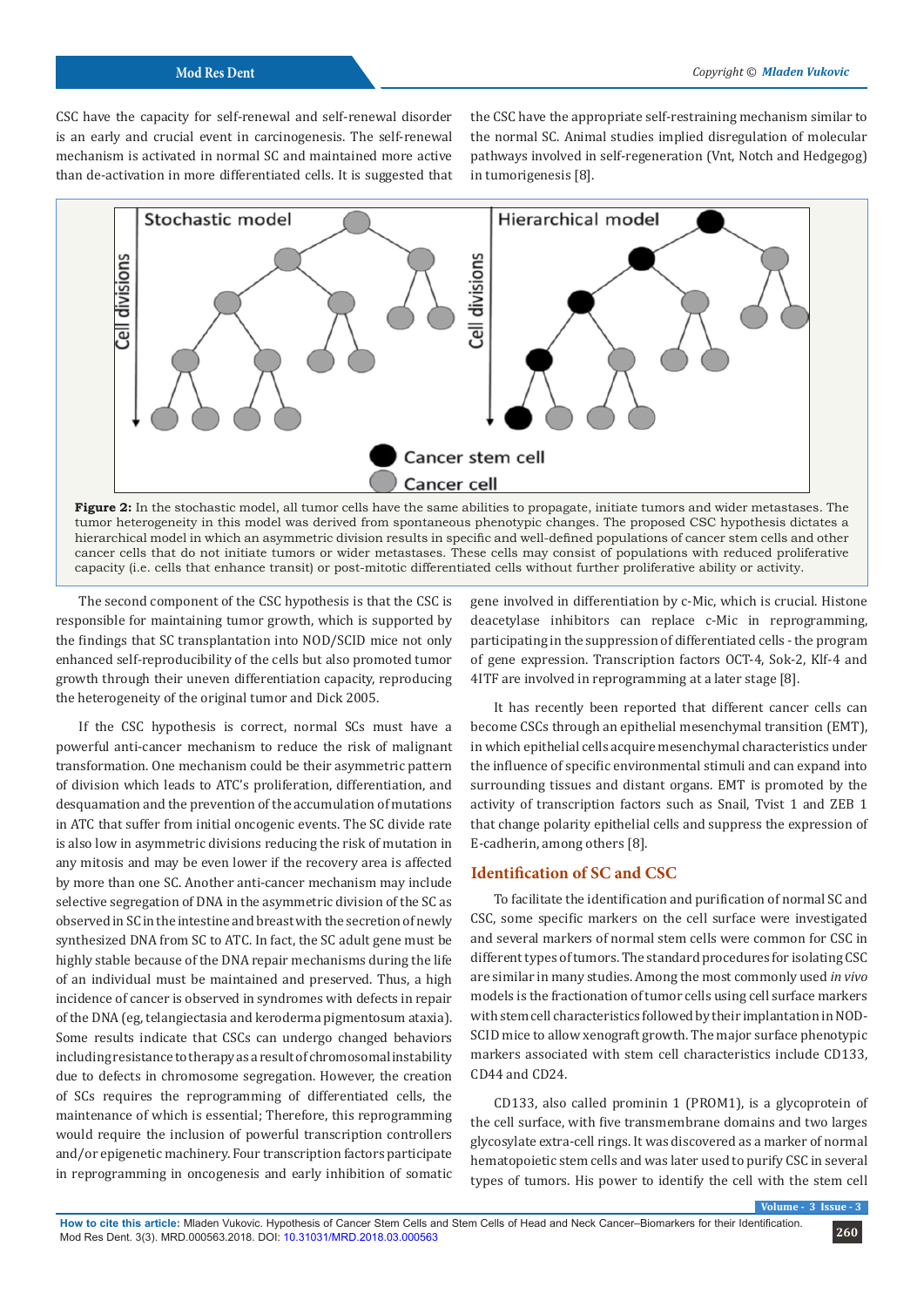CSC have the capacity for self-renewal and self-renewal disorder is an early and crucial event in carcinogenesis. The self-renewal mechanism is activated in normal SC and maintained more active than de-activation in more differentiated cells. It is suggested that the CSC have the appropriate self-restraining mechanism similar to the normal SC. Animal studies implied disregulation of molecular pathways involved in self-regeneration (Vnt, Notch and Hedgegog) in tumorigenesis [8].

**Figure 2:** In the stochastic model, all tumor cells have the same abilities to propagate, initiate tumors and wider metastases. The tumor heterogeneity in this model was derived from spontaneous phenotypic changes. The proposed CSC hypothesis dictates a hierarchical model in which an asymmetric division results in specific and well-defined populations of cancer stem cells and other cancer cells that do not initiate tumors or wider metastases. These cells may consist of populations with reduced proliferative capacity (i.e. cells that enhance transit) or post-mitotic differentiated cells without further proliferative ability or activity.

The second component of the CSC hypothesis is that the CSC is responsible for maintaining tumor growth, which is supported by the findings that SC transplantation into NOD/SCID mice not only enhanced self-reproducibility of the cells but also promoted tumor growth through their uneven differentiation capacity, reproducing the heterogeneity of the original tumor and Dick 2005.

If the CSC hypothesis is correct, normal SCs must have a powerful anti-cancer mechanism to reduce the risk of malignant transformation. One mechanism could be their asymmetric pattern of division which leads to ATC's proliferation, differentiation, and desquamation and the prevention of the accumulation of mutations in ATC that suffer from initial oncogenic events. The SC divide rate is also low in asymmetric divisions reducing the risk of mutation in any mitosis and may be even lower if the recovery area is affected by more than one SC. Another anti-cancer mechanism may include selective segregation of DNA in the asymmetric division of the SC as observed in SC in the intestine and breast with the secretion of newly synthesized DNA from SC to ATC. In fact, the SC adult gene must be highly stable because of the DNA repair mechanisms during the life of an individual must be maintained and preserved. Thus, a high incidence of cancer is observed in syndromes with defects in repair of the DNA (eg, telangiectasia and keroderma pigmentosum ataxia). Some results indicate that CSCs can undergo changed behaviors including resistance to therapy as a result of chromosomal instability due to defects in chromosome segregation. However, the creation of SCs requires the reprogramming of differentiated cells, the maintenance of which is essential; Therefore, this reprogramming would require the inclusion of powerful transcription controllers and/or epigenetic machinery. Four transcription factors participate in reprogramming in oncogenesis and early inhibition of somatic gene involved in differentiation by c-Mic, which is crucial. Histone deacetylase inhibitors can replace c-Mic in reprogramming, participating in the suppression of differentiated cells - the program of gene expression. Transcription factors OCT-4, Sok-2, Klf-4 and 4ITF are involved in reprogramming at a later stage [8].

It has recently been reported that different cancer cells can become CSCs through an epithelial mesenchymal transition (EMT), in which epithelial cells acquire mesenchymal characteristics under the influence of specific environmental stimuli and can expand into surrounding tissues and distant organs. EMT is promoted by the activity of transcription factors such as Snail, Tvist 1 and ZEB 1 that change polarity epithelial cells and suppress the expression of E-cadherin, among others [8].

## Identification of SC and CSC

To facilitate the identification and purification of normal SC and CSC, some specific markers on the cell surface were investigated and several markers of normal stem cells were common for CSC in different types of tumors. The standard procedures for isolating CSC are similar in many studies. Among the most commonly used *in vivo* models is the fractionation of tumor cells using cell surface markers with stem cell characteristics followed by their implantation in NOD-SCID mice to allow xenograft growth. The major surface phenotypic markers associated with stem cell characteristics include CD133, CD44 and CD24.

CD133, also called prominin 1 (PROM1), is a glycoprotein of the cell surface, with five transmembrane domains and two larges glycosylate extra-cell rings. It was discovered as a marker of normal hematopoietic stem cells and was later used to purify CSC in several types of tumors. His power to identify the cell with the stem cell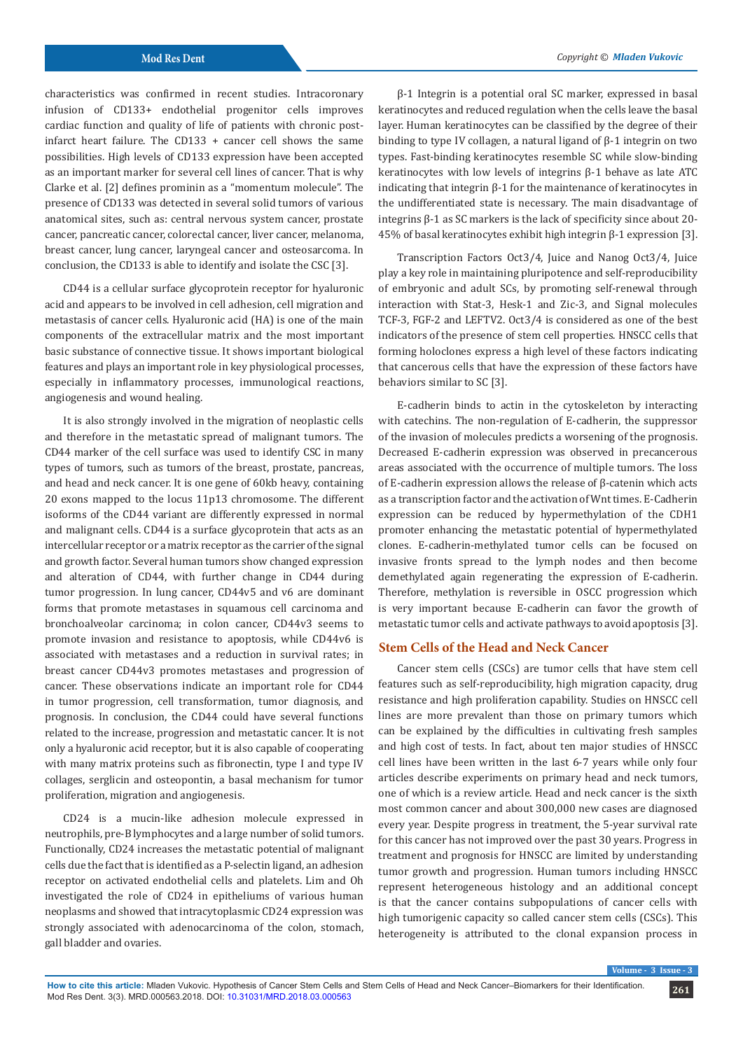characteristics was confirmed in recent studies. Intracoronary infusion of CD133+ endothelial progenitor cells improves cardiac function and quality of life of patients with chronic post-infarct heart failure. The CD133 + cancer cell shows the same possibilities. High levels of CD133 expression have been accepted as an important marker for several cell lines of cancer. That is why Clarke et al. [2] defines prominin as a "momentum molecule". The presence of CD133 was detected in several solid tumors of various anatomical sites, such as: central nervous system cancer, prostate cancer, pancreatic cancer, colorectal cancer, liver cancer, melanoma, breast cancer, lung cancer, laryngeal cancer and osteosarcoma. In conclusion, the CD133 is able to identify and isolate the CSC [3].

CD44 is a cellular surface glycoprotein receptor for hyaluronic acid and appears to be involved in cell adhesion, cell migration and metastasis of cancer cells. Hyaluronic acid (HA) is one of the main components of the extracellular matrix and the most important basic substance of connective tissue. It shows important biological features and plays an important role in key physiological processes, especially in inflammatory processes, immunological reactions, angiogenesis and wound healing.

It is also strongly involved in the migration of neoplastic cells and therefore in the metastatic spread of malignant tumors. The CD44 marker of the cell surface was used to identify CSC in many types of tumors, such as tumors of the breast, prostate, pancreas, and head and neck cancer. It is one gene of 60kb heavy, containing 20 exons mapped to the locus 11p13 chromosome. The different isoforms of the CD44 variant are differently expressed in normal and malignant cells. CD44 is a surface glycoprotein that acts as an intercellular receptor or a matrix receptor as the carrier of the signal and growth factor. Several human tumors show changed expression and alteration of CD44, with further change in CD44 during tumor progression. In lung cancer, CD44v5 and v6 are dominant forms that promote metastases in squamous cell carcinoma and bronchoalveolar carcinoma; in colon cancer, CD44v3 seems to promote invasion and resistance to apoptosis, while CD44v6 is associated with metastases and a reduction in survival rates; in breast cancer CD44v3 promotes metastases and progression of cancer. These observations indicate an important role for CD44 in tumor progression, cell transformation, tumor diagnosis, and prognosis. In conclusion, the CD44 could have several functions related to the increase, progression and metastatic cancer. It is not only a hyaluronic acid receptor, but it is also capable of cooperating with many matrix proteins such as fibronectin, type I and type IV collages, serglicin and osteopontin, a basal mechanism for tumor proliferation, migration and angiogenesis.

CD24 is a mucin-like adhesion molecule expressed in neutrophils, pre-B lymphocytes and a large number of solid tumors. Functionally, CD24 increases the metastatic potential of malignant cells due the fact that is identified as a P-selectin ligand, an adhesion receptor on activated endothelial cells and platelets. Lim and Oh investigated the role of CD24 in epitheliums of various human neoplasms and showed that intracytoplasmic CD24 expression was strongly associated with adenocarcinoma of the colon, stomach, gall bladder and ovaries.

β-1 Integrin is a potential oral SC marker, expressed in basal keratinocytes and reduced regulation when the cells leave the basal layer. Human keratinocytes can be classified by the degree of their binding to type IV collagen, a natural ligand of β-1 integrin on two types. Fast-binding keratinocytes resemble SC while slow-binding keratinocytes with low levels of integrins β-1 behave as late ATC indicating that integrin β-1 for the maintenance of keratinocytes in the undifferentiated state is necessary. The main disadvantage of integrins β-1 as SC markers is the lack of specificity since about 20-45% of basal keratinocytes exhibit high integrin β-1 expression [3].

Transcription Factors Oct3/4, Juice and Nanog Oct3/4, Juice play a key role in maintaining pluripotence and self-reproducibility of embryonic and adult SCs, by promoting self-renewal through interaction with Stat-3, Hesk-1 and Zic-3, and Signal molecules TCF-3, FGF-2 and LEFTV2. Oct3/4 is considered as one of the best indicators of the presence of stem cell properties. HNSCC cells that forming holoclones express a high level of these factors indicating that cancerous cells that have the expression of these factors have behaviors similar to SC [3].

E-cadherin binds to actin in the cytoskeleton by interacting with catechins. The non-regulation of E-cadherin, the suppressor of the invasion of molecules predicts a worsening of the prognosis. Decreased E-cadherin expression was observed in precancerous areas associated with the occurrence of multiple tumors. The loss of E-cadherin expression allows the release of β-catenin which acts as a transcription factor and the activation of Wnt times. E-Cadherin expression can be reduced by hypermethylation of the CDH1 promoter enhancing the metastatic potential of hypermethylated clones. E-cadherin-methylated tumor cells can be focused on invasive fronts spread to the lymph nodes and then become demethylated again regenerating the expression of E-cadherin. Therefore, methylation is reversible in OSCC progression which is very important because E-cadherin can favor the growth of metastatic tumor cells and activate pathways to avoid apoptosis [3].

## Stem Cells of the Head and Neck Cancer

Cancer stem cells (CSCs) are tumor cells that have stem cell features such as self-reproducibility, high migration capacity, drug resistance and high proliferation capability. Studies on HNSCC cell lines are more prevalent than those on primary tumors which can be explained by the difficulties in cultivating fresh samples and high cost of tests. In fact, about ten major studies of HNSCC cell lines have been written in the last 6-7 years while only four articles describe experiments on primary head and neck tumors, one of which is a review article. Head and neck cancer is the sixth most common cancer and about 300,000 new cases are diagnosed every year. Despite progress in treatment, the 5-year survival rate for this cancer has not improved over the past 30 years. Progress in treatment and prognosis for HNSCC are limited by understanding tumor growth and progression. Human tumors including HNSCC represent heterogeneous histology and an additional concept is that the cancer contains subpopulations of cancer cells with high tumorigenic capacity so called cancer stem cells (CSCs). This heterogeneity is attributed to the clonal expansion process in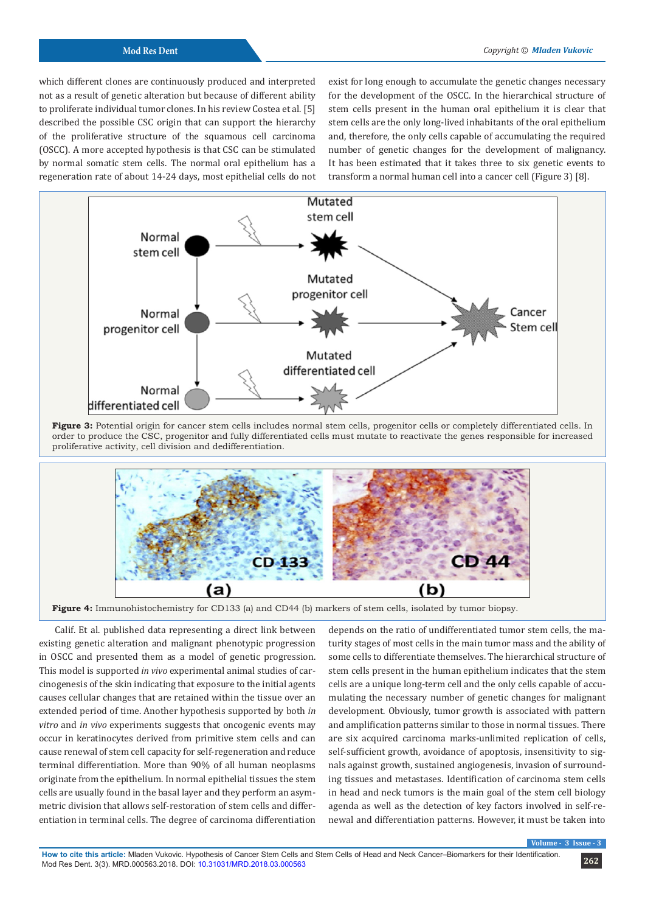which different clones are continuously produced and interpreted not as a result of genetic alteration but because of different ability to proliferate individual tumor clones. In his review Costea et al. [5] described the possible CSC origin that can support the hierarchy of the proliferative structure of the squamous cell carcinoma (OSCC). A more accepted hypothesis is that CSC can be stimulated by normal somatic stem cells. The normal oral epithelium has a regeneration rate of about 14-24 days, most epithelial cells do not exist for long enough to accumulate the genetic changes necessary for the development of the OSCC. In the hierarchical structure of stem cells present in the human oral epithelium it is clear that stem cells are the only long-lived inhabitants of the oral epithelium and, therefore, the only cells capable of accumulating the required number of genetic changes for the development of malignancy. It has been estimated that it takes three to six genetic events to transform a normal human cell into a cancer cell (Figure 3) [8].

**Figure 3:** Potential origin for cancer stem cells includes normal stem cells, progenitor cells or completely differentiated cells. In order to produce the CSC, progenitor and fully differentiated cells must mutate to reactivate the genes responsible for increased proliferative activity, cell division and dedifferentiation.

**Figure 4:** Immunohistochemistry for CD133 (a) and CD44 (b) markers of stem cells, isolated by tumor biopsy.

Calif. Et al. published data representing a direct link between existing genetic alteration and malignant phenotypic progression in OSCC and presented them as a model of genetic progression. This model is supported *in vivo* experimental animal studies of carcinogenesis of the skin indicating that exposure to the initial agents causes cellular changes that are retained within the tissue over an extended period of time. Another hypothesis supported by both *in vitro* and *in vivo* experiments suggests that oncogenic events may occur in keratinocytes derived from primitive stem cells and can cause renewal of stem cell capacity for self-regeneration and reduce terminal differentiation. More than 90% of all human neoplasms originate from the epithelium. In normal epithelial tissues the stem cells are usually found in the basal layer and they perform an asymmetric division that allows self-restoration of stem cells and differentiation in terminal cells. The degree of carcinoma differentiation depends on the ratio of undifferentiated tumor stem cells, the maturity stages of most cells in the main tumor mass and the ability of some cells to differentiate themselves. The hierarchical structure of stem cells present in the human epithelium indicates that the stem cells are a unique long-term cell and the only cells capable of accumulating the necessary number of genetic changes for malignant development. Obviously, tumor growth is associated with pattern and amplification patterns similar to those in normal tissues. There are six acquired carcinoma marks-unlimited replication of cells, self-sufficient growth, avoidance of apoptosis, insensitivity to signals against growth, sustained angiogenesis, invasion of surrounding tissues and metastases. Identification of carcinoma stem cells in head and neck tumors is the main goal of the stem cell biology agenda as well as the detection of key factors involved in self-renewal and differentiation patterns. However, it must be taken into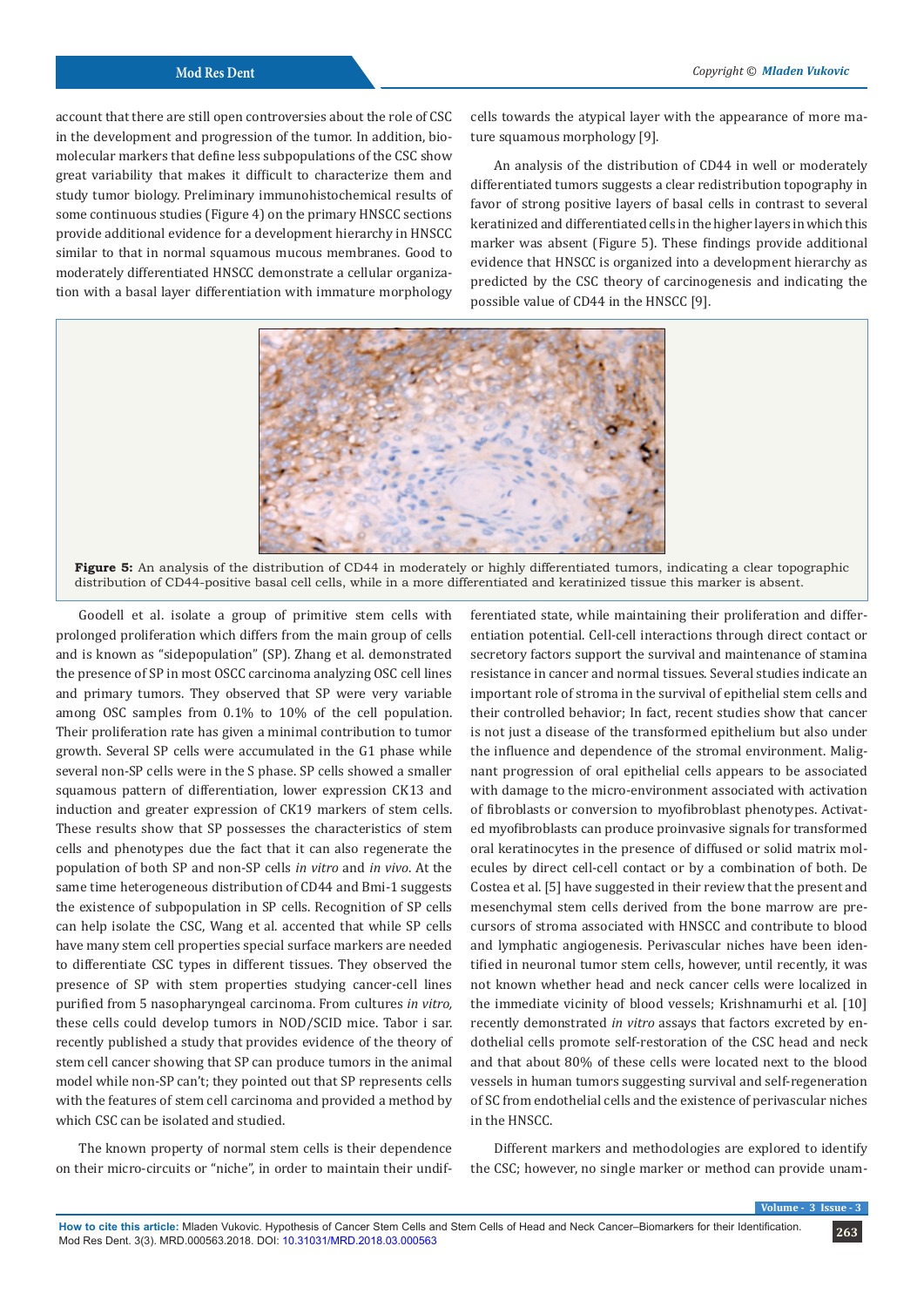account that there are still open controversies about the role of CSC in the development and progression of the tumor. In addition, biomolecular markers that define less subpopulations of the CSC show great variability that makes it difficult to characterize them and study tumor biology. Preliminary immunohistochemical results of some continuous studies (Figure 4) on the primary HNSCC sections provide additional evidence for a development hierarchy in HNSCC similar to that in normal squamous mucous membranes. Good to moderately differentiated HNSCC demonstrate a cellular organization with a basal layer differentiation with immature morphology cells towards the atypical layer with the appearance of more mature squamous morphology [9].

An analysis of the distribution of CD44 in well or moderately differentiated tumors suggests a clear redistribution topography in favor of strong positive layers of basal cells in contrast to several keratinized and differentiated cells in the higher layers in which this marker was absent (Figure 5). These findings provide additional evidence that HNSCC is organized into a development hierarchy as predicted by the CSC theory of carcinogenesis and indicating the possible value of CD44 in the HNSCC [9].

**Figure 5:** An analysis of the distribution of CD44 in moderately or highly differentiated tumors, indicating a clear topographic distribution of CD44-positive basal cell cells, while in a more differentiated and keratinized tissue this marker is absent.

Goodell et al. isolate a group of primitive stem cells with prolonged proliferation which differs from the main group of cells and is known as "sidepopulation" (SP). Zhang et al. demonstrated the presence of SP in most OSCC carcinoma analyzing OSC cell lines and primary tumors. They observed that SP were very variable among OSC samples from 0.1% to 10% of the cell population. Their proliferation rate has given a minimal contribution to tumor growth. Several SP cells were accumulated in the G1 phase while several non-SP cells were in the S phase. SP cells showed a smaller squamous pattern of differentiation, lower expression CK13 and induction and greater expression of CK19 markers of stem cells. These results show that SP possesses the characteristics of stem cells and phenotypes due the fact that it can also regenerate the population of both SP and non-SP cells *in vitro* and *in vivo*. At the same time heterogeneous distribution of CD44 and Bmi-1 suggests the existence of subpopulation in SP cells. Recognition of SP cells can help isolate the CSC, Wang et al. accented that while SP cells have many stem cell properties special surface markers are needed to differentiate CSC types in different tissues. They observed the presence of SP with stem properties studying cancer-cell lines purified from 5 nasopharyngeal carcinoma. From cultures *in vitro,* these cells could develop tumors in NOD/SCID mice. Tabor i sar. recently published a study that provides evidence of the theory of stem cell cancer showing that SP can produce tumors in the animal model while non-SP can't; they pointed out that SP represents cells with the features of stem cell carcinoma and provided a method by which CSC can be isolated and studied.

The known property of normal stem cells is their dependence on their micro-circuits or "niche", in order to maintain their undifferentiated state, while maintaining their proliferation and differentiation potential. Cell-cell interactions through direct contact or secretory factors support the survival and maintenance of stamina resistance in cancer and normal tissues. Several studies indicate an important role of stroma in the survival of epithelial stem cells and their controlled behavior; In fact, recent studies show that cancer is not just a disease of the transformed epithelium but also under the influence and dependence of the stromal environment. Malignant progression of oral epithelial cells appears to be associated with damage to the micro-environment associated with activation of fibroblasts or conversion to myofibroblast phenotypes. Activated myofibroblasts can produce proinvasive signals for transformed oral keratinocytes in the presence of diffused or solid matrix molecules by direct cell-cell contact or by a combination of both. De Costea et al. [5] have suggested in their review that the present and mesenchymal stem cells derived from the bone marrow are precursors of stroma associated with HNSCC and contribute to blood and lymphatic angiogenesis. Perivascular niches have been identified in neuronal tumor stem cells, however, until recently, it was not known whether head and neck cancer cells were localized in the immediate vicinity of blood vessels; Krishnamurhi et al. [10] recently demonstrated *in vitro* assays that factors excreted by endothelial cells promote self-restoration of the CSC head and neck and that about 80% of these cells were located next to the blood vessels in human tumors suggesting survival and self-regeneration of SC from endothelial cells and the existence of perivascular niches in the HNSCC.

Different markers and methodologies are explored to identify the CSC; however, no single marker or method can provide unam-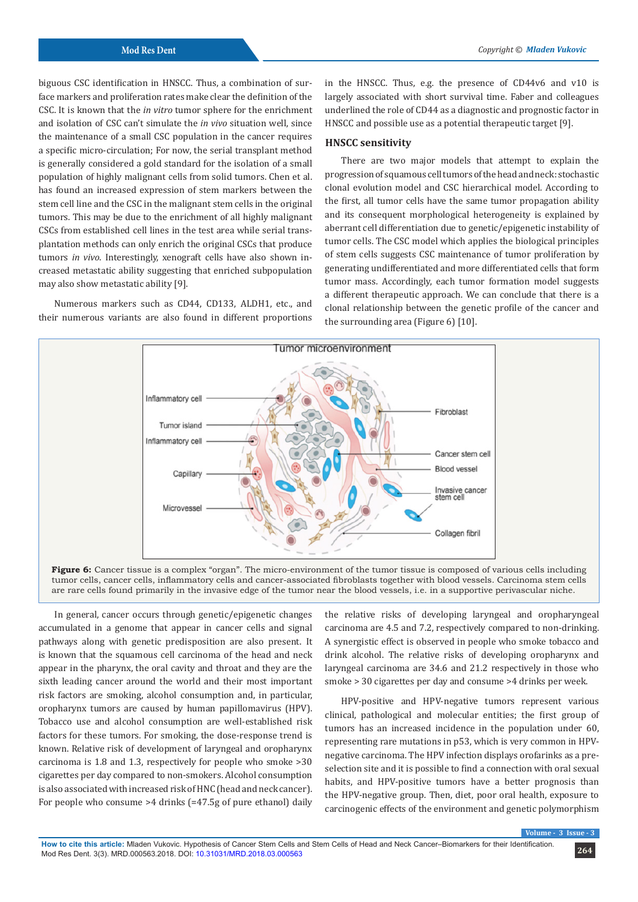biguous CSC identification in HNSCC. Thus, a combination of surface markers and proliferation rates make clear the definition of the CSC. It is known that the *in vitro* tumor sphere for the enrichment and isolation of CSC can't simulate the *in vivo* situation well, since the maintenance of a small CSC population in the cancer requires a specific micro-circulation; For now, the serial transplant method is generally considered a gold standard for the isolation of a small population of highly malignant cells from solid tumors. Chen et al. has found an increased expression of stem markers between the stem cell line and the CSC in the malignant stem cells in the original tumors. This may be due to the enrichment of all highly malignant CSCs from established cell lines in the test area while serial transplantation methods can only enrich the original CSCs that produce tumors *in vivo*. Interestingly, xenograft cells have also shown increased metastatic ability suggesting that enriched subpopulation may also show metastatic ability [9].

Numerous markers such as CD44, CD133, ALDH1, etc., and their numerous variants are also found in different proportions in the HNSCC. Thus, e.g. the presence of CD44v6 and v10 is largely associated with short survival time. Faber and colleagues underlined the role of CD44 as a diagnostic and prognostic factor in HNSCC and possible use as a potential therapeutic target [9].

### HNSCC sensitivity

There are two major models that attempt to explain the progression of squamous cell tumors of the head and neck: stochastic clonal evolution model and CSC hierarchical model. According to the first, all tumor cells have the same tumor propagation ability and its consequent morphological heterogeneity is explained by aberrant cell differentiation due to genetic/epigenetic instability of tumor cells. The CSC model which applies the biological principles of stem cells suggests CSC maintenance of tumor proliferation by generating undifferentiated and more differentiated cells that form tumor mass. Accordingly, each tumor formation model suggests a different therapeutic approach. We can conclude that there is a clonal relationship between the genetic profile of the cancer and the surrounding area (Figure 6) [10].

**Figure 6:** Cancer tissue is a complex "organ". The micro-environment of the tumor tissue is composed of various cells including tumor cells, cancer cells, inflammatory cells and cancer-associated fibroblasts together with blood vessels. Carcinoma stem cells are rare cells found primarily in the invasive edge of the tumor near the blood vessels, i.e. in a supportive perivascular niche.

In general, cancer occurs through genetic/epigenetic changes accumulated in a genome that appear in cancer cells and signal pathways along with genetic predisposition are also present. It is known that the squamous cell carcinoma of the head and neck appear in the pharynx, the oral cavity and throat and they are the sixth leading cancer around the world and their most important risk factors are smoking, alcohol consumption and, in particular, oropharynx tumors are caused by human papillomavirus (HPV). Tobacco use and alcohol consumption are well-established risk factors for these tumors. For smoking, the dose-response trend is known. Relative risk of development of laryngeal and oropharynx carcinoma is 1.8 and 1.3, respectively for people who smoke >30 cigarettes per day compared to non-smokers. Alcohol consumption is also associated with increased risk of HNC (head and neck cancer). For people who consume >4 drinks (=47.5g of pure ethanol) daily the relative risks of developing laryngeal and oropharyngeal carcinoma are 4.5 and 7.2, respectively compared to non-drinking. A synergistic effect is observed in people who smoke tobacco and drink alcohol. The relative risks of developing oropharynx and laryngeal carcinoma are 34.6 and 21.2 respectively in those who smoke > 30 cigarettes per day and consume >4 drinks per week.

HPV-positive and HPV-negative tumors represent various clinical, pathological and molecular entities; the first group of tumors has an increased incidence in the population under 60, representing rare mutations in p53, which is very common in HPV-negative carcinoma. The HPV infection displays orofarinks as a pre-selection site and it is possible to find a connection with oral sexual habits, and HPV-positive tumors have a better prognosis than the HPV-negative group. Then, diet, poor oral health, exposure to carcinogenic effects of the environment and genetic polymorphism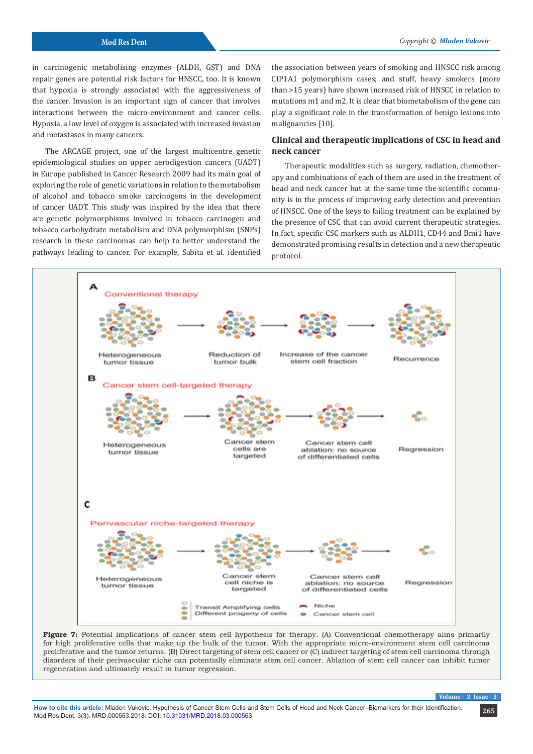in carcinogenic metabolising enzymes (ALDH, GST) and DNA repair genes are potential risk factors for HNSCC, too. It is known that hypoxia is strongly associated with the aggressiveness of the cancer. Invasion is an important sign of cancer that involves interactions between the micro-environment and cancer cells. Hypoxia, a low level of oxygen is associated with increased invasion and metastases in many cancers.

The ARCAGE project, one of the largest multicentre genetic epidemiological studies on upper aerodigestion cancers (UADT) in Europe published in Cancer Research 2009 had its main goal of exploring the role of genetic variations in relation to the metabolism of alcohol and tobacco smoke carcinogens in the development of cancer UADT. This study was inspired by the idea that there are genetic polymorphisms involved in tobacco carcinogen and tobacco carbohydrate metabolism and DNA polymorphism (SNPs) research in these carcinomas can help to better understand the pathways leading to cancer. For example, Sabita et al. identified the association between years of smoking and HNSCC risk among CIP1A1 polymorphism cases; and stuff, heavy smokers (more than >15 years) have shown increased risk of HNSCC in relation to mutations m1 and m2. It is clear that biometabolism of the gene can play a significant role in the transformation of benign lesions into malignancies [10].

## Clinical and therapeutic implications of CSC in head and neck cancer

Therapeutic modalities such as surgery, radiation, chemotherapy and combinations of each of them are used in the treatment of head and neck cancer but at the same time the scientific community is in the process of improving early detection and prevention of HNSCC. One of the keys to failing treatment can be explained by the presence of CSC that can avoid current therapeutic strategies. In fact, specific CSC markers such as ALDH1, CD44 and Bmi1 have demonstrated promising results in detection and a new therapeutic protocol.

**Figure 7:** Potential implications of cancer stem cell hypothesis for therapy. (A) Conventional chemotherapy aims primarily for high proliferative cells that make up the bulk of the tumor. With the appropriate micro-environment stem cell carcinoma proliferative and the tumor returns. (B) Direct targeting of stem cell cancer or (C) indirect targeting of stem cell carcinoma through disorders of their perivascular niche can potentially eliminate stem cell cancer. Ablation of stem cell cancer can inhibit tumor regeneration and ultimately result in tumor regression.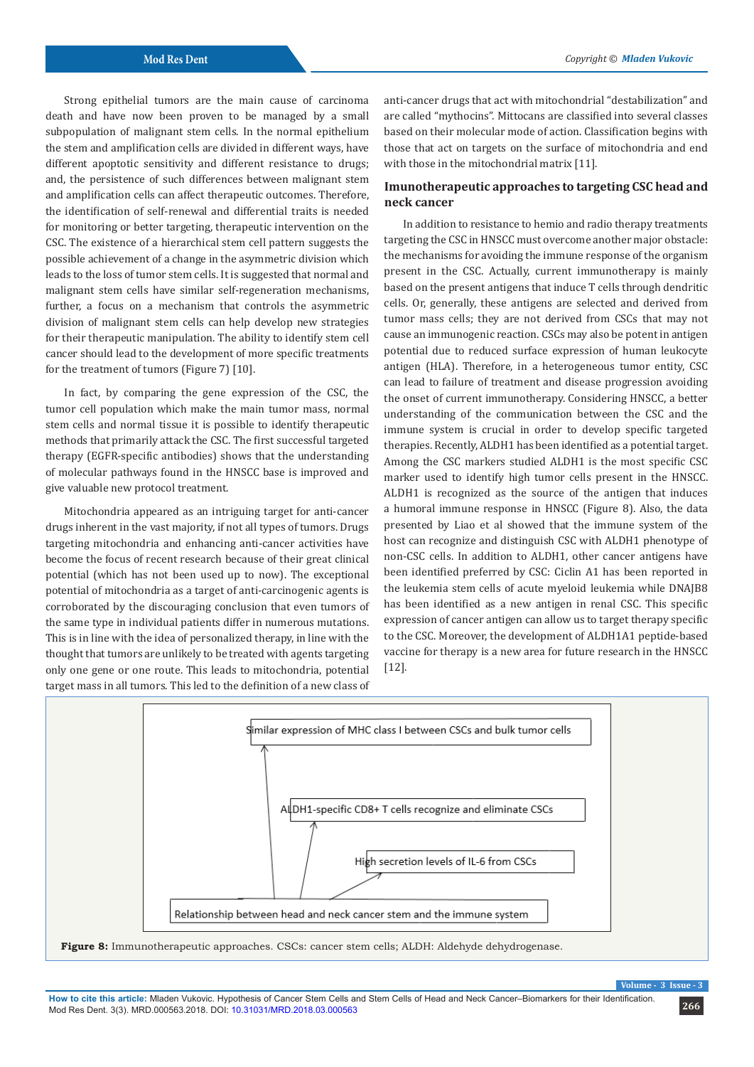Strong epithelial tumors are the main cause of carcinoma death and have now been proven to be managed by a small subpopulation of malignant stem cells. In the normal epithelium the stem and amplification cells are divided in different ways, have different apoptotic sensitivity and different resistance to drugs; and, the persistence of such differences between malignant stem and amplification cells can affect therapeutic outcomes. Therefore, the identification of self-renewal and differential traits is needed for monitoring or better targeting, therapeutic intervention on the CSC. The existence of a hierarchical stem cell pattern suggests the possible achievement of a change in the asymmetric division which leads to the loss of tumor stem cells. It is suggested that normal and malignant stem cells have similar self-regeneration mechanisms, further, a focus on a mechanism that controls the asymmetric division of malignant stem cells can help develop new strategies for their therapeutic manipulation. The ability to identify stem cell cancer should lead to the development of more specific treatments for the treatment of tumors (Figure 7) [10].

In fact, by comparing the gene expression of the CSC, the tumor cell population which make the main tumor mass, normal stem cells and normal tissue it is possible to identify therapeutic methods that primarily attack the CSC. The first successful targeted therapy (EGFR-specific antibodies) shows that the understanding of molecular pathways found in the HNSCC base is improved and give valuable new protocol treatment.

Mitochondria appeared as an intriguing target for anti-cancer drugs inherent in the vast majority, if not all types of tumors. Drugs targeting mitochondria and enhancing anti-cancer activities have become the focus of recent research because of their great clinical potential (which has not been used up to now). The exceptional potential of mitochondria as a target of anti-carcinogenic agents is corroborated by the discouraging conclusion that even tumors of the same type in individual patients differ in numerous mutations. This is in line with the idea of personalized therapy, in line with the thought that tumors are unlikely to be treated with agents targeting only one gene or one route. This leads to mitochondria, potential target mass in all tumors. This led to the definition of a new class of anti-cancer drugs that act with mitochondrial "destabilization" and are called "mythocins". Mittocans are classified into several classes based on their molecular mode of action. Classification begins with those that act on targets on the surface of mitochondria and end with those in the mitochondrial matrix [11].

## Imunotherapeutic approaches to targeting CSC head and neck cancer

In addition to resistance to hemio and radio therapy treatments targeting the CSC in HNSCC must overcome another major obstacle: the mechanisms for avoiding the immune response of the organism present in the CSC. Actually, current immunotherapy is mainly based on the present antigens that induce T cells through dendritic cells. Or, generally, these antigens are selected and derived from tumor mass cells; they are not derived from CSCs that may not cause an immunogenic reaction. CSCs may also be potent in antigen potential due to reduced surface expression of human leukocyte antigen (HLA). Therefore, in a heterogeneous tumor entity, CSC can lead to failure of treatment and disease progression avoiding the onset of current immunotherapy. Considering HNSCC, a better understanding of the communication between the CSC and the immune system is crucial in order to develop specific targeted therapies. Recently, ALDH1 has been identified as a potential target. Among the CSC markers studied ALDH1 is the most specific CSC marker used to identify high tumor cells present in the HNSCC. ALDH1 is recognized as the source of the antigen that induces a humoral immune response in HNSCC (Figure 8). Also, the data presented by Liao et al showed that the immune system of the host can recognize and distinguish CSC with ALDH1 phenotype of non-CSC cells. In addition to ALDH1, other cancer antigens have been identified preferred by CSC: Ciclin A1 has been reported in the leukemia stem cells of acute myeloid leukemia while DNAJB8 has been identified as a new antigen in renal CSC. This specific expression of cancer antigen can allow us to target therapy specific to the CSC. Moreover, the development of ALDH1A1 peptide-based vaccine for therapy is a new area for future research in the HNSCC [12].

Similar expression of MHC class I between CSCs and bulk tumor cells

ALDH1-specific CD8+ T cells recognize and eliminate CSCs

High secretion levels of IL-6 from CSCs

Relationship between head and neck cancer stem and the immune system

**Figure 8:** Immunotherapeutic approaches. CSCs: cancer stem cells; ALDH: Aldehyde dehydrogenase.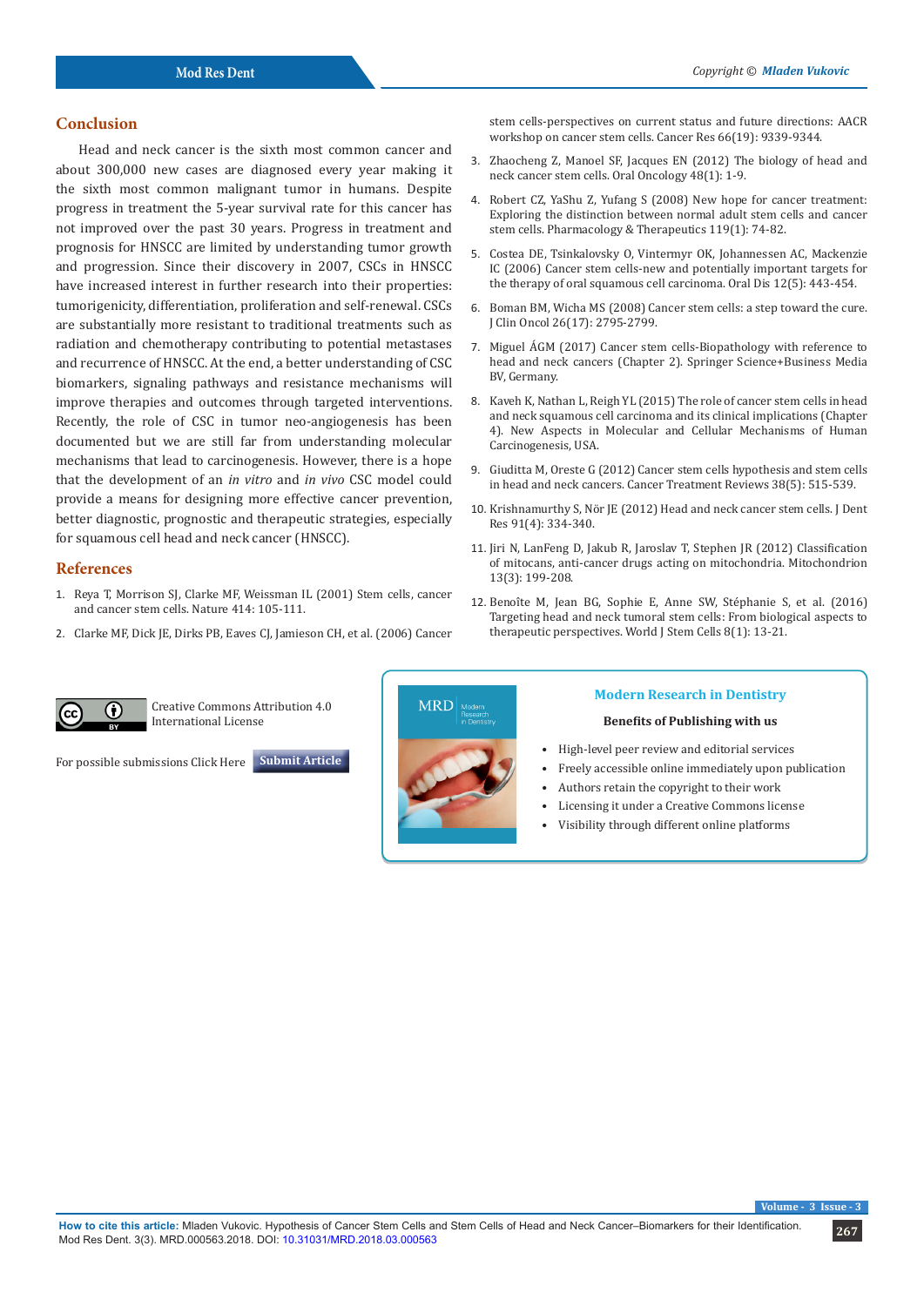## Conclusion

Head and neck cancer is the sixth most common cancer and about 300,000 new cases are diagnosed every year making it the sixth most common malignant tumor in humans. Despite progress in treatment the 5-year survival rate for this cancer has not improved over the past 30 years. Progress in treatment and prognosis for HNSCC are limited by understanding tumor growth and progression. Since their discovery in 2007, CSCs in HNSCC have increased interest in further research into their properties: tumorigenicity, differentiation, proliferation and self-renewal. CSCs are substantially more resistant to traditional treatments such as radiation and chemotherapy contributing to potential metastases and recurrence of HNSCC. At the end, a better understanding of CSC biomarkers, signaling pathways and resistance mechanisms will improve therapies and outcomes through targeted interventions. Recently, the role of CSC in tumor neo-angiogenesis has been documented but we are still far from understanding molecular mechanisms that lead to carcinogenesis. However, there is a hope that the development of an *in vitro* and *in vivo* CSC model could provide a means for designing more effective cancer prevention, better diagnostic, prognostic and therapeutic strategies, especially for squamous cell head and neck cancer (HNSCC).

## References

1. Reya T, Morrison SJ, Clarke MF, Weissman IL (2001) Stem cells, cancer and cancer stem cells. Nature 414: 105-111.
2. Clarke MF, Dick JE, Dirks PB, Eaves CJ, Jamieson CH, et al. (2006) Cancer stem cells-perspectives on current status and future directions: AACR workshop on cancer stem cells. Cancer Res 66(19): 9339-9344.
3. Zhaocheng Z, Manoel SF, Jacques EN (2012) The biology of head and neck cancer stem cells. Oral Oncology 48(1): 1-9.
4. Robert CZ, YaShu Z, Yufang S (2008) New hope for cancer treatment: Exploring the distinction between normal adult stem cells and cancer stem cells. Pharmacology & Therapeutics 119(1): 74-82.
5. Costea DE, Tsinkalovsky O, Vintermyr OK, Johannessen AC, Mackenzie IC (2006) Cancer stem cells-new and potentially important targets for the therapy of oral squamous cell carcinoma. Oral Dis 12(5): 443-454.
6. Boman BM, Wicha MS (2008) Cancer stem cells: a step toward the cure. J Clin Oncol 26(17): 2795-2799.
7. Miguel ÁGM (2017) Cancer stem cells-Biopathology with reference to head and neck cancers (Chapter 2). Springer Science+Business Media BV, Germany.
8. Kaveh K, Nathan L, Reigh YL (2015) The role of cancer stem cells in head and neck squamous cell carcinoma and its clinical implications (Chapter 4). New Aspects in Molecular and Cellular Mechanisms of Human Carcinogenesis, USA.
9. Giuditta M, Oreste G (2012) Cancer stem cells hypothesis and stem cells in head and neck cancers. Cancer Treatment Reviews 38(5): 515-539.
10. Krishnamurthy S, Nör JE (2012) Head and neck cancer stem cells. J Dent Res 91(4): 334-340.
11. Jiri N, LanFeng D, Jakub R, Jaroslav T, Stephen JR (2012) Classification of mitocans, anti-cancer drugs acting on mitochondria. Mitochondrion 13(3): 199-208.
12. Benoîte M, Jean BG, Sophie E, Anne SW, Stéphanie S, et al. (2016) Targeting head and neck tumoral stem cells: From biological aspects to therapeutic perspectives. World J Stem Cells 8(1): 13-21.

Creative Commons Attribution 4.0 International License

For possible submissions Click Here **Submit Article**

**Modern Research in Dentistry**

**Benefits of Publishing with us**

- High-level peer review and editorial services
- Freely accessible online immediately upon publication
- Authors retain the copyright to their work
- Licensing it under a Creative Commons license
- Visibility through different online platforms

**How to cite this article:** Mladen Vukovic. Hypothesis of Cancer Stem Cells and Stem Cells of Head and Neck Cancer–Biomarkers for their Identification. Mod Res Dent. 3(3). MRD.000563.2018. DOI: 10.31031/MRD.2018.03.000563